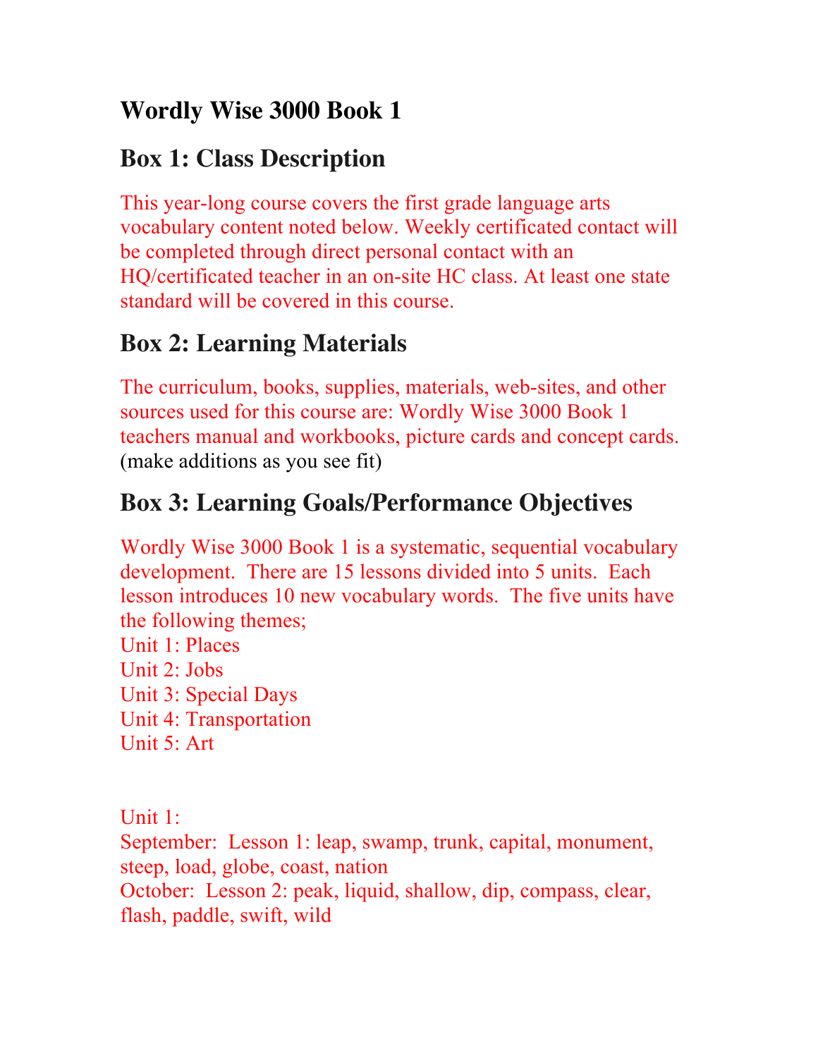# Wordly Wise 3000 Book 1

## Box 1: Class Description

This year-long course covers the first grade language arts vocabulary content noted below. Weekly certificated contact will be completed through direct personal contact with an HQ/certificated teacher in an on-site HC class. At least one state standard will be covered in this course.

## Box 2: Learning Materials

The curriculum, books, supplies, materials, web-sites, and other sources used for this course are: Wordly Wise 3000 Book 1 teachers manual and workbooks, picture cards and concept cards. (make additions as you see fit)

## Box 3: Learning Goals/Performance Objectives

Wordly Wise 3000 Book 1 is a systematic, sequential vocabulary development. There are 15 lessons divided into 5 units. Each lesson introduces 10 new vocabulary words. The five units have the following themes;
Unit 1: Places
Unit 2: Jobs
Unit 3: Special Days
Unit 4: Transportation
Unit 5: Art

Unit 1:
September: Lesson 1: leap, swamp, trunk, capital, monument, steep, load, globe, coast, nation
October: Lesson 2: peak, liquid, shallow, dip, compass, clear, flash, paddle, swift, wild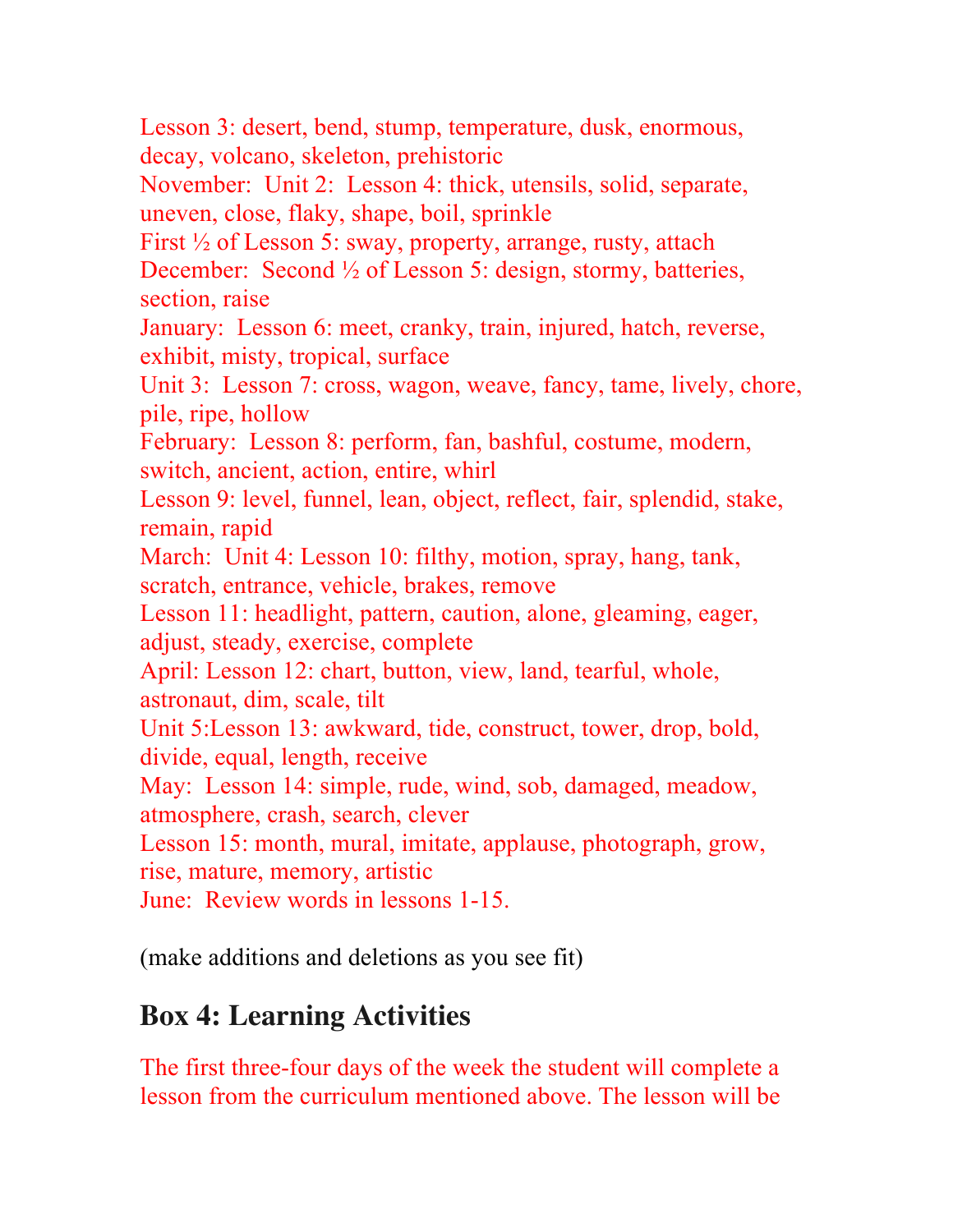Lesson 3: desert, bend, stump, temperature, dusk, enormous, decay, volcano, skeleton, prehistoric
November: Unit 2: Lesson 4: thick, utensils, solid, separate, uneven, close, flaky, shape, boil, sprinkle
First ½ of Lesson 5: sway, property, arrange, rusty, attach
December: Second ½ of Lesson 5: design, stormy, batteries, section, raise
January: Lesson 6: meet, cranky, train, injured, hatch, reverse, exhibit, misty, tropical, surface
Unit 3: Lesson 7: cross, wagon, weave, fancy, tame, lively, chore, pile, ripe, hollow
February: Lesson 8: perform, fan, bashful, costume, modern, switch, ancient, action, entire, whirl
Lesson 9: level, funnel, lean, object, reflect, fair, splendid, stake, remain, rapid
March: Unit 4: Lesson 10: filthy, motion, spray, hang, tank, scratch, entrance, vehicle, brakes, remove
Lesson 11: headlight, pattern, caution, alone, gleaming, eager, adjust, steady, exercise, complete
April: Lesson 12: chart, button, view, land, tearful, whole, astronaut, dim, scale, tilt
Unit 5:Lesson 13: awkward, tide, construct, tower, drop, bold, divide, equal, length, receive
May: Lesson 14: simple, rude, wind, sob, damaged, meadow, atmosphere, crash, search, clever
Lesson 15: month, mural, imitate, applause, photograph, grow, rise, mature, memory, artistic
June: Review words in lessons 1-15.

(make additions and deletions as you see fit)

## Box 4: Learning Activities

The first three-four days of the week the student will complete a lesson from the curriculum mentioned above. The lesson will be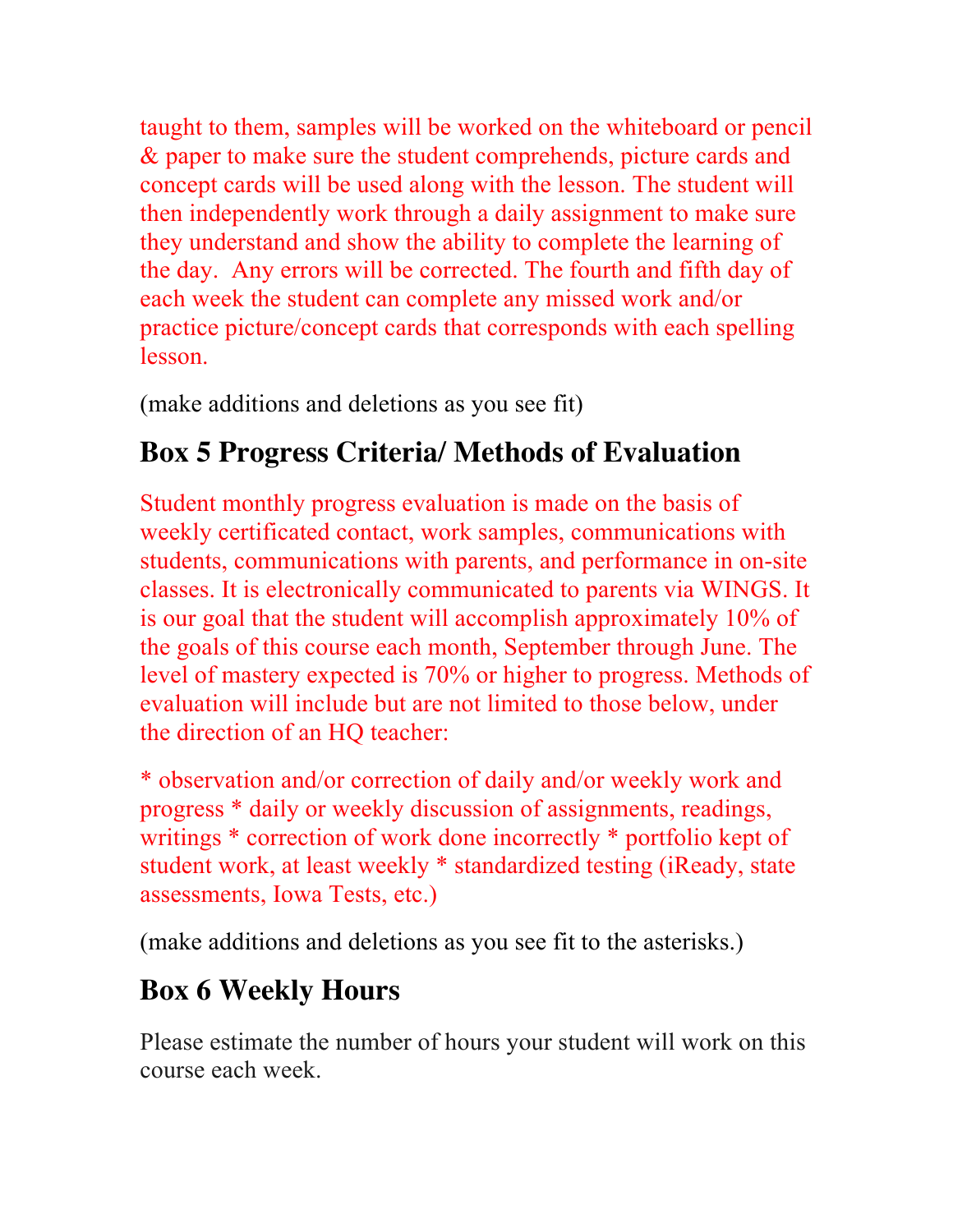taught to them, samples will be worked on the whiteboard or pencil & paper to make sure the student comprehends, picture cards and concept cards will be used along with the lesson. The student will then independently work through a daily assignment to make sure they understand and show the ability to complete the learning of the day. Any errors will be corrected. The fourth and fifth day of each week the student can complete any missed work and/or practice picture/concept cards that corresponds with each spelling lesson.

(make additions and deletions as you see fit)

## Box 5 Progress Criteria/ Methods of Evaluation

Student monthly progress evaluation is made on the basis of weekly certificated contact, work samples, communications with students, communications with parents, and performance in on-site classes. It is electronically communicated to parents via WINGS. It is our goal that the student will accomplish approximately 10% of the goals of this course each month, September through June. The level of mastery expected is 70% or higher to progress. Methods of evaluation will include but are not limited to those below, under the direction of an HQ teacher:

* observation and/or correction of daily and/or weekly work and progress * daily or weekly discussion of assignments, readings, writings * correction of work done incorrectly * portfolio kept of student work, at least weekly * standardized testing (iReady, state assessments, Iowa Tests, etc.)

(make additions and deletions as you see fit to the asterisks.)

## Box 6 Weekly Hours

Please estimate the number of hours your student will work on this course each week.